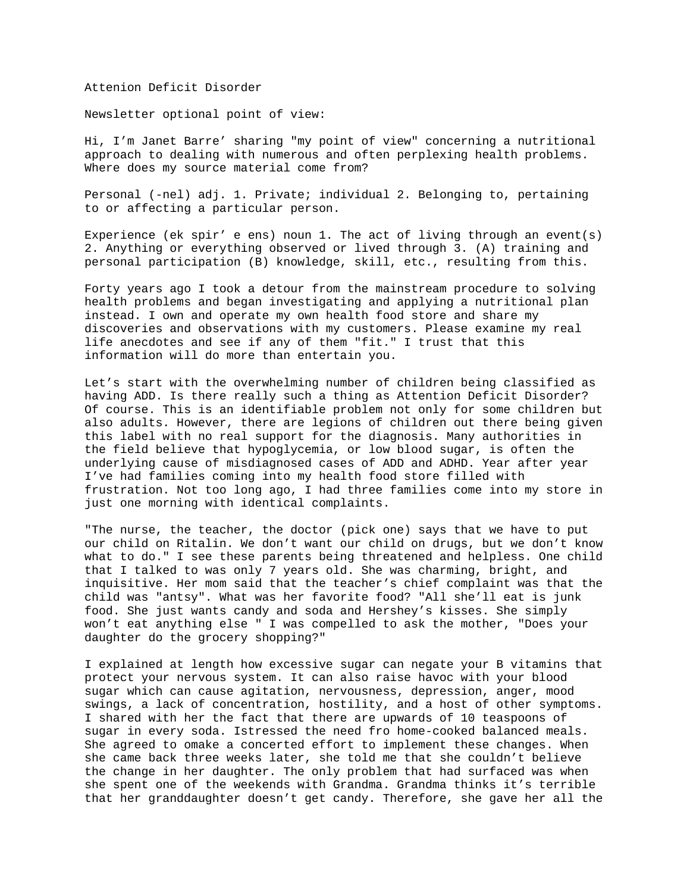Attenion Deficit Disorder

Newsletter optional point of view:

Hi, I'm Janet Barre' sharing "my point of view" concerning a nutritional approach to dealing with numerous and often perplexing health problems. Where does my source material come from?

Personal (-nel) adj. 1. Private; individual 2. Belonging to, pertaining to or affecting a particular person.

Experience (ek spir' e ens) noun 1. The act of living through an event(s) 2. Anything or everything observed or lived through 3. (A) training and personal participation (B) knowledge, skill, etc., resulting from this.

Forty years ago I took a detour from the mainstream procedure to solving health problems and began investigating and applying a nutritional plan instead. I own and operate my own health food store and share my discoveries and observations with my customers. Please examine my real life anecdotes and see if any of them "fit." I trust that this information will do more than entertain you.

Let's start with the overwhelming number of children being classified as having ADD. Is there really such a thing as Attention Deficit Disorder? Of course. This is an identifiable problem not only for some children but also adults. However, there are legions of children out there being given this label with no real support for the diagnosis. Many authorities in the field believe that hypoglycemia, or low blood sugar, is often the underlying cause of misdiagnosed cases of ADD and ADHD. Year after year I've had families coming into my health food store filled with frustration. Not too long ago, I had three families come into my store in just one morning with identical complaints.

"The nurse, the teacher, the doctor (pick one) says that we have to put our child on Ritalin. We don't want our child on drugs, but we don't know what to do." I see these parents being threatened and helpless. One child that I talked to was only 7 years old. She was charming, bright, and inquisitive. Her mom said that the teacher's chief complaint was that the child was "antsy". What was her favorite food? "All she'll eat is junk food. She just wants candy and soda and Hershey's kisses. She simply won't eat anything else " I was compelled to ask the mother, "Does your daughter do the grocery shopping?"

I explained at length how excessive sugar can negate your B vitamins that protect your nervous system. It can also raise havoc with your blood sugar which can cause agitation, nervousness, depression, anger, mood swings, a lack of concentration, hostility, and a host of other symptoms. I shared with her the fact that there are upwards of 10 teaspoons of sugar in every soda. Istressed the need fro home-cooked balanced meals. She agreed to omake a concerted effort to implement these changes. When she came back three weeks later, she told me that she couldn't believe the change in her daughter. The only problem that had surfaced was when she spent one of the weekends with Grandma. Grandma thinks it's terrible that her granddaughter doesn't get candy. Therefore, she gave her all the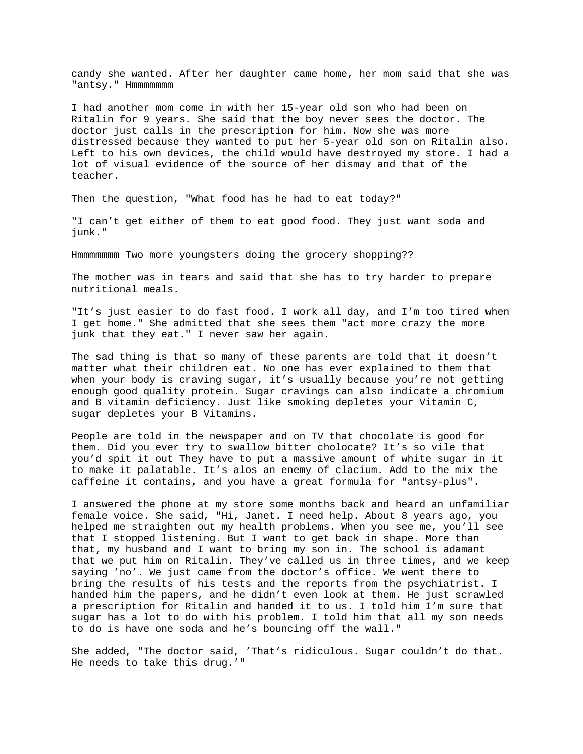candy she wanted. After her daughter came home, her mom said that she was "antsy." Hmmmmmmm

I had another mom come in with her 15-year old son who had been on Ritalin for 9 years. She said that the boy never sees the doctor. The doctor just calls in the prescription for him. Now she was more distressed because they wanted to put her 5-year old son on Ritalin also. Left to his own devices, the child would have destroyed my store. I had a lot of visual evidence of the source of her dismay and that of the teacher.

Then the question, "What food has he had to eat today?"

"I can't get either of them to eat good food. They just want soda and junk."

Hmmmmmmm Two more youngsters doing the grocery shopping??

The mother was in tears and said that she has to try harder to prepare nutritional meals.

"It's just easier to do fast food. I work all day, and I'm too tired when I get home." She admitted that she sees them "act more crazy the more junk that they eat." I never saw her again.

The sad thing is that so many of these parents are told that it doesn't matter what their children eat. No one has ever explained to them that when your body is craving sugar, it's usually because you're not getting enough good quality protein. Sugar cravings can also indicate a chromium and B vitamin deficiency. Just like smoking depletes your Vitamin C, sugar depletes your B Vitamins.

People are told in the newspaper and on TV that chocolate is good for them. Did you ever try to swallow bitter cholocate? It's so vile that you'd spit it out They have to put a massive amount of white sugar in it to make it palatable. It's alos an enemy of clacium. Add to the mix the caffeine it contains, and you have a great formula for "antsy-plus".

I answered the phone at my store some months back and heard an unfamiliar female voice. She said, "Hi, Janet. I need help. About 8 years ago, you helped me straighten out my health problems. When you see me, you'll see that I stopped listening. But I want to get back in shape. More than that, my husband and I want to bring my son in. The school is adamant that we put him on Ritalin. They've called us in three times, and we keep saying 'no'. We just came from the doctor's office. We went there to bring the results of his tests and the reports from the psychiatrist. I handed him the papers, and he didn't even look at them. He just scrawled a prescription for Ritalin and handed it to us. I told him I'm sure that sugar has a lot to do with his problem. I told him that all my son needs to do is have one soda and he's bouncing off the wall."

She added, "The doctor said, 'That's ridiculous. Sugar couldn't do that. He needs to take this drug.'"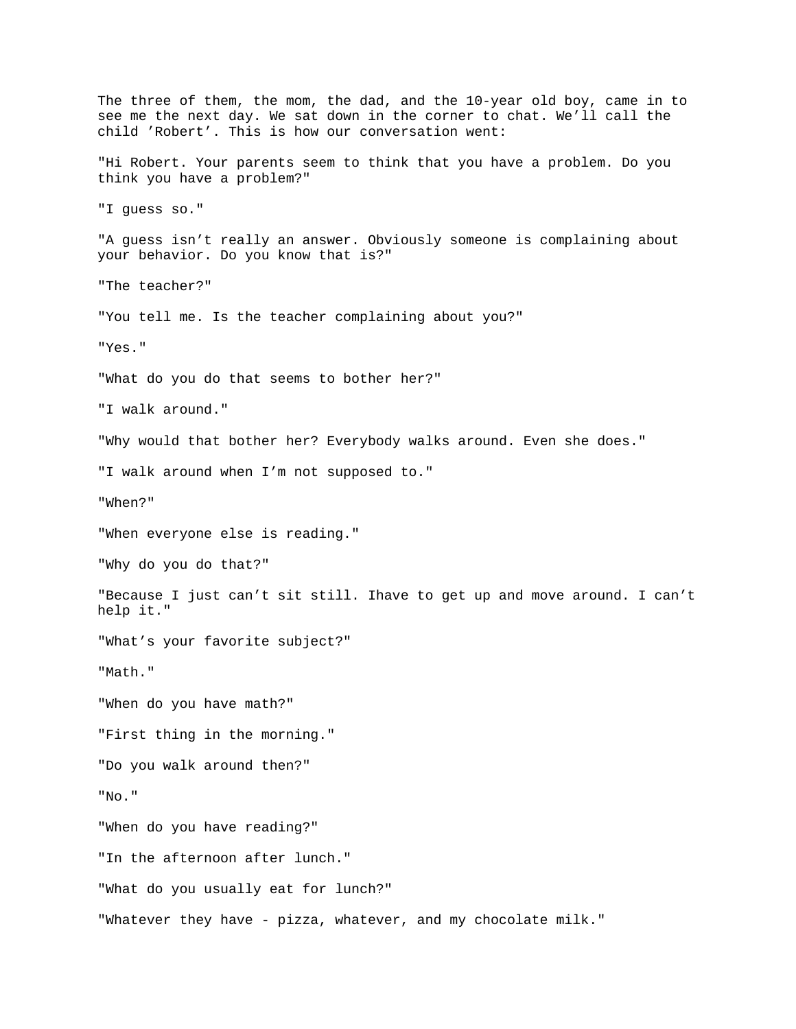The three of them, the mom, the dad, and the 10-year old boy, came in to see me the next day. We sat down in the corner to chat. We’ll call the child ’Robert’. This is how our conversation went:

"Hi Robert. Your parents seem to think that you have a problem. Do you think you have a problem?"

"I guess so."

"A guess isn’t really an answer. Obviously someone is complaining about your behavior. Do you know that is?"

"The teacher?"

"You tell me. Is the teacher complaining about you?"

"Yes."

"What do you do that seems to bother her?"

"I walk around."

"Why would that bother her? Everybody walks around. Even she does."

"I walk around when I’m not supposed to."

"When?"

"When everyone else is reading."

"Why do you do that?"

"Because I just can’t sit still. Ihave to get up and move around. I can’t help it."

"What’s your favorite subject?"

"Math."

"When do you have math?"

"First thing in the morning."

"Do you walk around then?"

"No."

"When do you have reading?"

"In the afternoon after lunch."

"What do you usually eat for lunch?"

"Whatever they have - pizza, whatever, and my chocolate milk."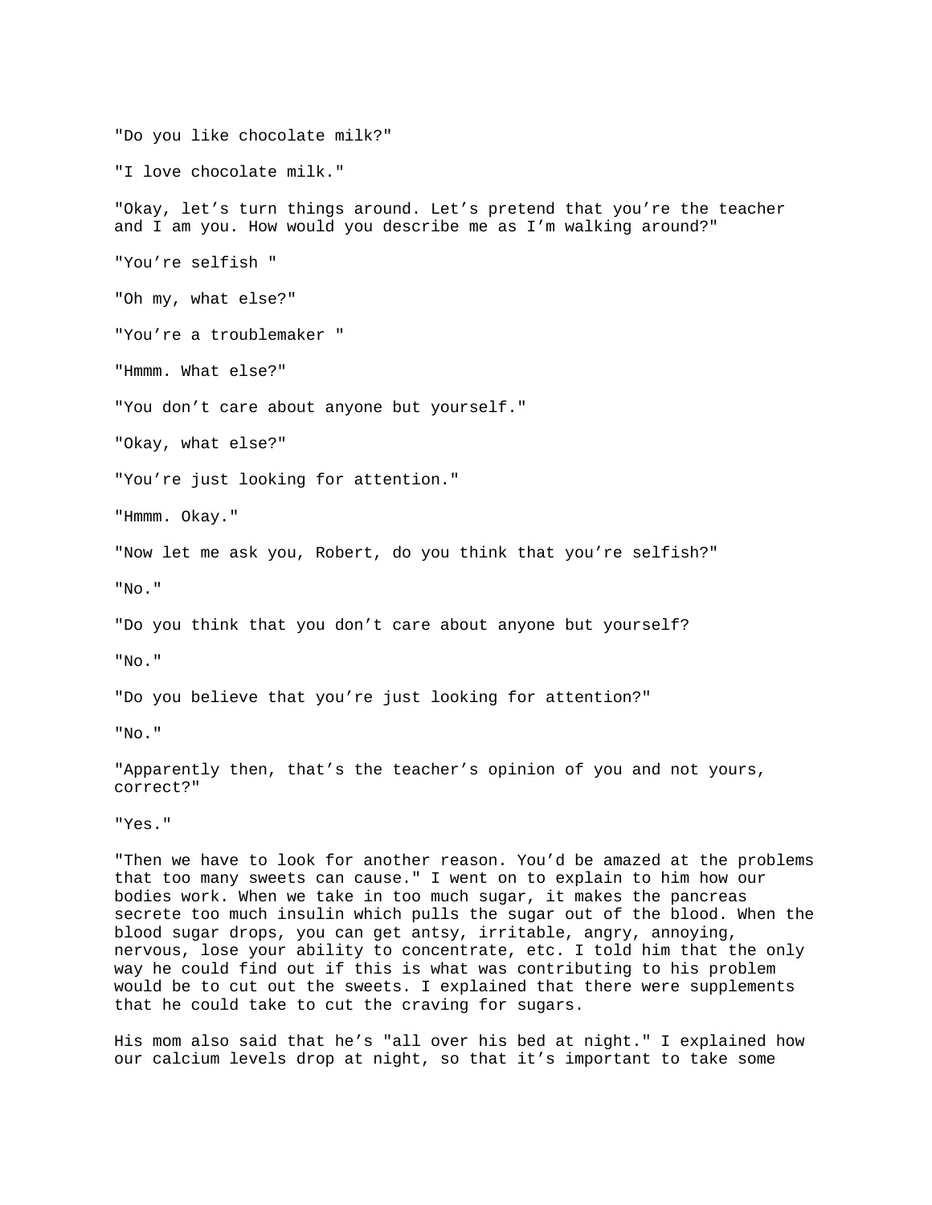"Do you like chocolate milk?"

"I love chocolate milk."

"Okay, let's turn things around. Let's pretend that you're the teacher and I am you. How would you describe me as I'm walking around?"

"You're selfish "

"Oh my, what else?"

"You're a troublemaker "

"Hmmm. What else?"

"You don't care about anyone but yourself."

"Okay, what else?"

"You're just looking for attention."

"Hmmm. Okay."

"Now let me ask you, Robert, do you think that you're selfish?"

"No."

"Do you think that you don't care about anyone but yourself?

"No."

"Do you believe that you're just looking for attention?"

"No."

"Apparently then, that's the teacher's opinion of you and not yours, correct?"

"Yes."

"Then we have to look for another reason. You'd be amazed at the problems that too many sweets can cause." I went on to explain to him how our bodies work. When we take in too much sugar, it makes the pancreas secrete too much insulin which pulls the sugar out of the blood. When the blood sugar drops, you can get antsy, irritable, angry, annoying, nervous, lose your ability to concentrate, etc. I told him that the only way he could find out if this is what was contributing to his problem would be to cut out the sweets. I explained that there were supplements that he could take to cut the craving for sugars.

His mom also said that he's "all over his bed at night." I explained how our calcium levels drop at night, so that it's important to take some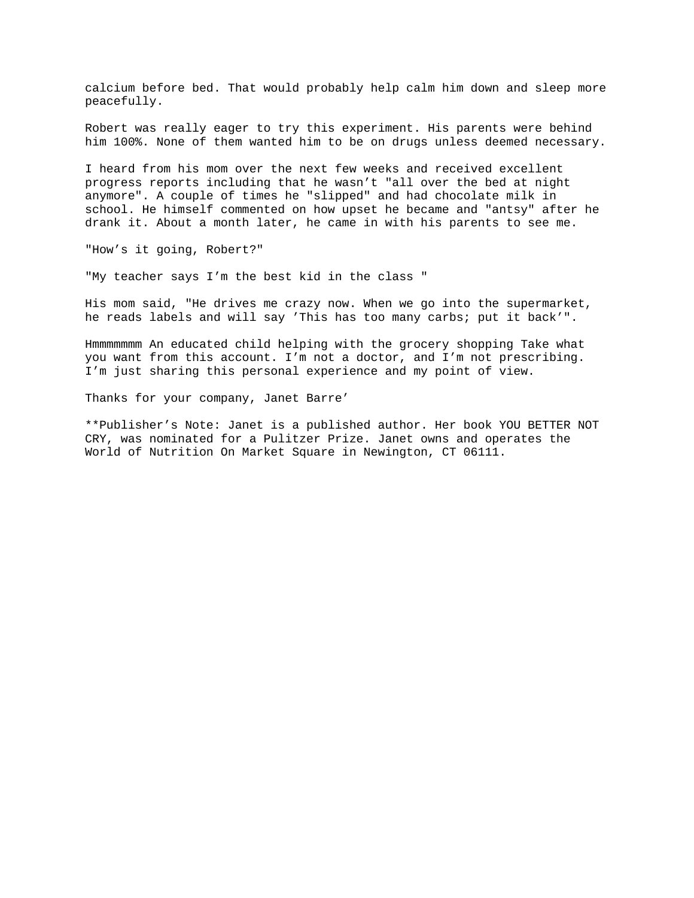calcium before bed. That would probably help calm him down and sleep more peacefully.

Robert was really eager to try this experiment. His parents were behind him 100%. None of them wanted him to be on drugs unless deemed necessary.

I heard from his mom over the next few weeks and received excellent progress reports including that he wasn't "all over the bed at night anymore". A couple of times he "slipped" and had chocolate milk in school. He himself commented on how upset he became and "antsy" after he drank it. About a month later, he came in with his parents to see me.

"How's it going, Robert?"

"My teacher says I'm the best kid in the class "

His mom said, "He drives me crazy now. When we go into the supermarket, he reads labels and will say 'This has too many carbs; put it back'".

Hmmmmmmm An educated child helping with the grocery shopping Take what you want from this account. I'm not a doctor, and I'm not prescribing. I'm just sharing this personal experience and my point of view.

Thanks for your company, Janet Barre'

**Publisher's Note: Janet is a published author. Her book YOU BETTER NOT CRY, was nominated for a Pulitzer Prize. Janet owns and operates the World of Nutrition On Market Square in Newington, CT 06111.